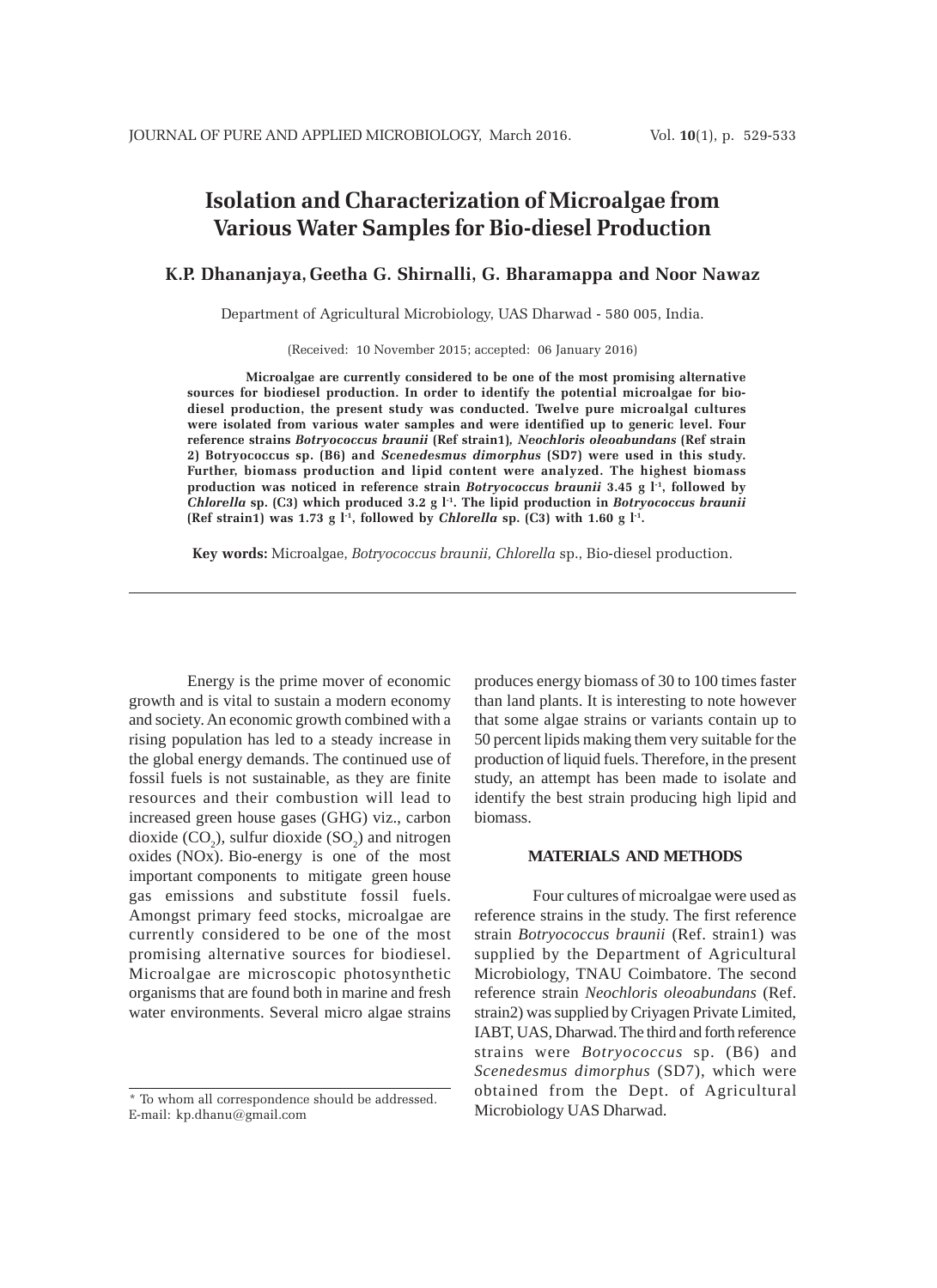# Isolation and Characterization of Microalgae from Various Water Samples for Bio-diesel Production

**K.P. Dhananjaya, Geetha G. Shirnalli, G. Bharamappa and Noor Nawaz**

Department of Agricultural Microbiology, UAS Dharwad - 580 005, India.

(Received: 10 November 2015; accepted: 06 January 2016)

**Microalgae are currently considered to be one of the most promising alternative sources for biodiesel production. In order to identify the potential microalgae for bio-diesel production, the present study was conducted. Twelve pure microalgal cultures were isolated from various water samples and were identified up to generic level. Four reference strains *Botryococcus braunii* (Ref strain1), *Neochloris oleoabundans* (Ref strain 2) Botryococcus sp. (B6) and *Scenedesmus dimorphus* (SD7) were used in this study. Further, biomass production and lipid content were analyzed. The highest biomass production was noticed in reference strain *Botryococcus braunii* 3.45 g $l^{-1}$, followed by *Chlorella* sp. (C3) which produced 3.2 g $l^{-1}$. The lipid production in *Botryococcus braunii* (Ref strain1) was 1.73 g $l^{-1}$, followed by *Chlorella* sp. (C3) with 1.60 g $l^{-1}$.**

**Key words:** Microalgae, *Botryococcus braunii, Chlorella* sp., Bio-diesel production.

Energy is the prime mover of economic growth and is vital to sustain a modern economy and society. An economic growth combined with a rising population has led to a steady increase in the global energy demands. The continued use of fossil fuels is not sustainable, as they are finite resources and their combustion will lead to increased green house gases (GHG) viz., carbon dioxide ($CO_2$), sulfur dioxide ($SO_2$) and nitrogen oxides (NOx). Bio-energy is one of the most important components to mitigate green house gas emissions and substitute fossil fuels. Amongst primary feed stocks, microalgae are currently considered to be one of the most promising alternative sources for biodiesel. Microalgae are microscopic photosynthetic organisms that are found both in marine and fresh water environments. Several micro algae strains produces energy biomass of 30 to 100 times faster than land plants. It is interesting to note however that some algae strains or variants contain up to 50 percent lipids making them very suitable for the production of liquid fuels. Therefore, in the present study, an attempt has been made to isolate and identify the best strain producing high lipid and biomass.

## MATERIALS AND METHODS

Four cultures of microalgae were used as reference strains in the study. The first reference strain *Botryococcus braunii* (Ref. strain1) was supplied by the Department of Agricultural Microbiology, TNAU Coimbatore. The second reference strain *Neochloris oleoabundans* (Ref. strain2) was supplied by Criyagen Private Limited, IABT, UAS, Dharwad. The third and forth reference strains were *Botryococcus* sp. (B6) and *Scenedesmus dimorphus* (SD7), which were obtained from the Dept. of Agricultural Microbiology UAS Dharwad.

* To whom all correspondence should be addressed.
E-mail: kp.dhanu@gmail.com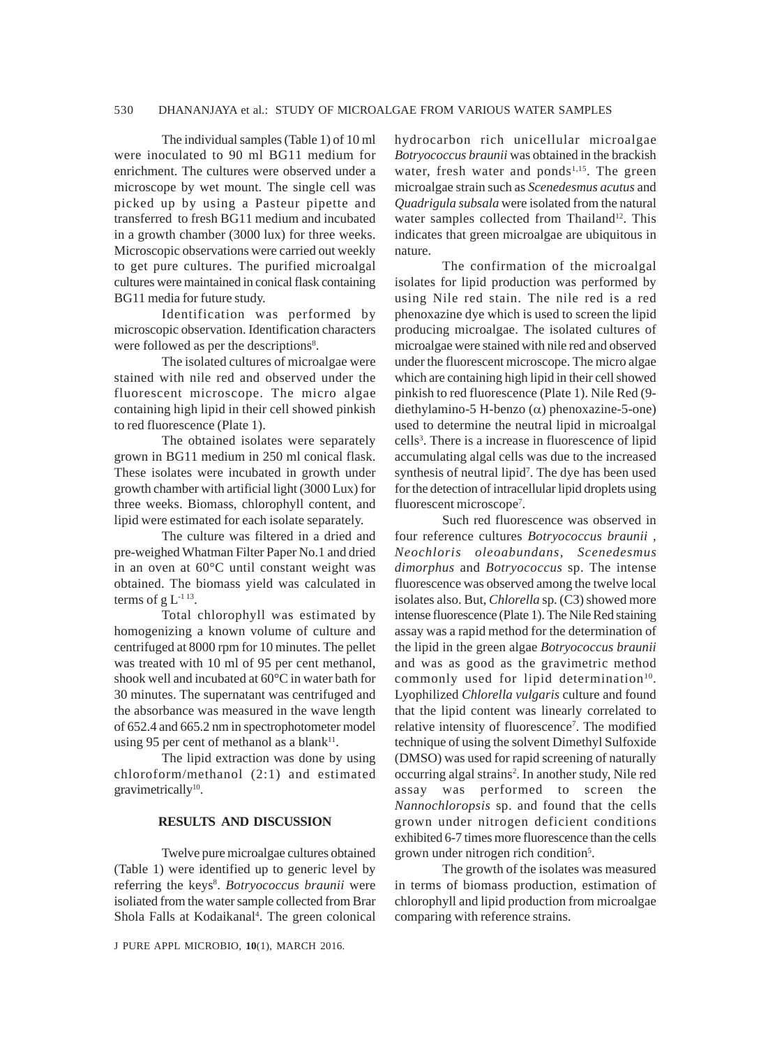The individual samples (Table 1) of 10 ml were inoculated to 90 ml BG11 medium for enrichment. The cultures were observed under a microscope by wet mount. The single cell was picked up by using a Pasteur pipette and transferred to fresh BG11 medium and incubated in a growth chamber (3000 lux) for three weeks. Microscopic observations were carried out weekly to get pure cultures. The purified microalgal cultures were maintained in conical flask containing BG11 media for future study.

Identification was performed by microscopic observation. Identification characters were followed as per the descriptions[8].

The isolated cultures of microalgae were stained with nile red and observed under the fluorescent microscope. The micro algae containing high lipid in their cell showed pinkish to red fluorescence (Plate 1).

The obtained isolates were separately grown in BG11 medium in 250 ml conical flask. These isolates were incubated in growth under growth chamber with artificial light (3000 Lux) for three weeks. Biomass, chlorophyll content, and lipid were estimated for each isolate separately.

The culture was filtered in a dried and pre-weighed Whatman Filter Paper No.1 and dried in an oven at 60°C until constant weight was obtained. The biomass yield was calculated in terms of g $L^{-1}$[13].

Total chlorophyll was estimated by homogenizing a known volume of culture and centrifuged at 8000 rpm for 10 minutes. The pellet was treated with 10 ml of 95 per cent methanol, shook well and incubated at 60°C in water bath for 30 minutes. The supernatant was centrifuged and the absorbance was measured in the wave length of 652.4 and 665.2 nm in spectrophotometer model using 95 per cent of methanol as a blank[11].

The lipid extraction was done by using chloroform/methanol (2:1) and estimated gravimetrically[10].

## RESULTS AND DISCUSSION

Twelve pure microalgae cultures obtained (Table 1) were identified up to generic level by referring the keys[8]. *Botryococcus braunii* were isoliated from the water sample collected from Brar Shola Falls at Kodaikanal[4]. The green colonical hydrocarbon rich unicellular microalgae *Botryococcus braunii* was obtained in the brackish water, fresh water and ponds[1,15]. The green microalgae strain such as *Scenedesmus acutus* and *Quadrigula subsala* were isolated from the natural water samples collected from Thailand[12]. This indicates that green microalgae are ubiquitous in nature.

The confirmation of the microalgal isolates for lipid production was performed by using Nile red stain. The nile red is a red phenoxazine dye which is used to screen the lipid producing microalgae. The isolated cultures of microalgae were stained with nile red and observed under the fluorescent microscope. The micro algae which are containing high lipid in their cell showed pinkish to red fluorescence (Plate 1). Nile Red (9-diethylamino-5 H-benzo ($\alpha$) phenoxazine-5-one) used to determine the neutral lipid in microalgal cells[3]. There is a increase in fluorescence of lipid accumulating algal cells was due to the increased synthesis of neutral lipid[7]. The dye has been used for the detection of intracellular lipid droplets using fluorescent microscope[7].

Such red fluorescence was observed in four reference cultures *Botryococcus braunii* , *Neochloris oleoabundans*, *Scenedesmus dimorphus* and *Botryococcus* sp. The intense fluorescence was observed among the twelve local isolates also. But, *Chlorella* sp. (C3) showed more intense fluorescence (Plate 1). The Nile Red staining assay was a rapid method for the determination of the lipid in the green algae *Botryococcus braunii* and was as good as the gravimetric method commonly used for lipid determination[10]. Lyophilized *Chlorella vulgaris* culture and found that the lipid content was linearly correlated to relative intensity of fluorescence[7]. The modified technique of using the solvent Dimethyl Sulfoxide (DMSO) was used for rapid screening of naturally occurring algal strains[2]. In another study, Nile red assay was performed to screen the *Nannochloropsis* sp. and found that the cells grown under nitrogen deficient conditions exhibited 6-7 times more fluorescence than the cells grown under nitrogen rich condition[5].

The growth of the isolates was measured in terms of biomass production, estimation of chlorophyll and lipid production from microalgae comparing with reference strains.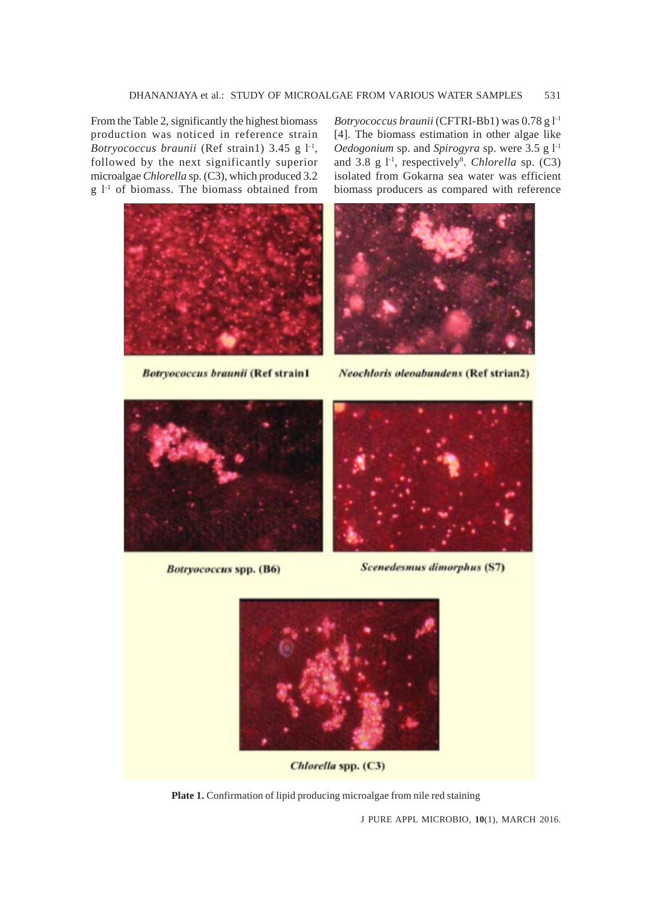From the Table 2, significantly the highest biomass production was noticed in reference strain *Botryococcus braunii* (Ref strain1) 3.45 g $l^{-1}$, followed by the next significantly superior microalgae *Chlorella* sp. (C3), which produced 3.2 g $l^{-1}$ of biomass. The biomass obtained from *Botryococcus braunii* (CFTRI-Bb1) was 0.78 g $l^{-1}$ [4]. The biomass estimation in other algae like *Oedogonium* sp. and *Spirogyra* sp. were 3.5 g $l^{-1}$ and 3.8 g $l^{-1}$, respectively[8]. *Chlorella* sp. (C3) isolated from Gokarna sea water was efficient biomass producers as compared with reference

***Botryococcus braunii* (Ref strain1**

***Neochloris oleoabundens* (Ref strian2)**

***Botryococcus* spp. (B6)**

***Scenedesmus dimorphus* (S7)**

***Chlorella* spp. (C3)**

**Plate 1.** Confirmation of lipid producing microalgae from nile red staining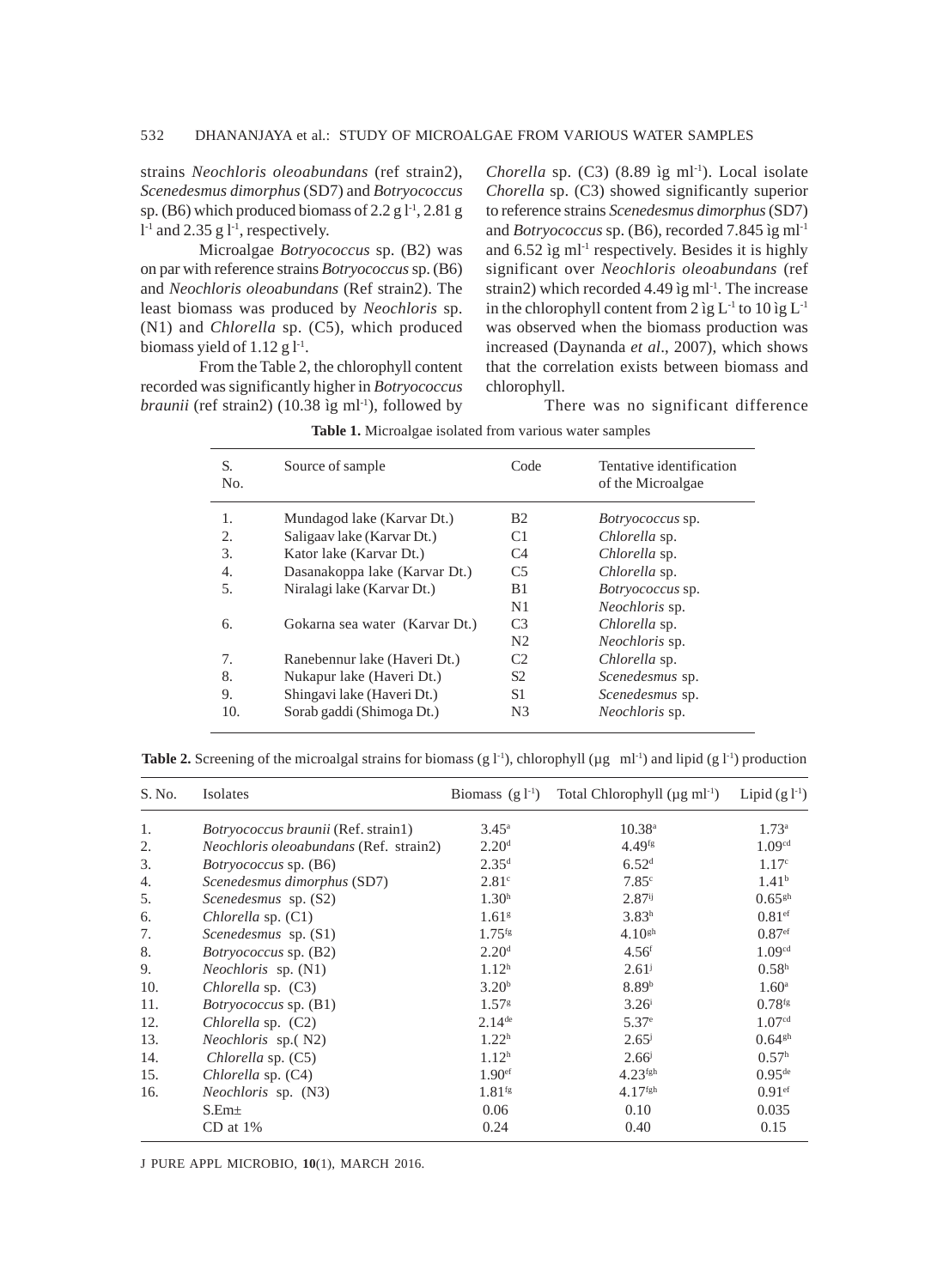strains *Neochloris oleoabundans* (ref strain2), *Scenedesmus dimorphus* (SD7) and *Botryococcus* sp. (B6) which produced biomass of 2.2 g $l^{-1}$, 2.81 g $l^{-1}$ and 2.35 g $l^{-1}$, respectively.

Microalgae *Botryococcus* sp. (B2) was on par with reference strains *Botryococcus* sp. (B6) and *Neochloris oleoabundans* (Ref strain2). The least biomass was produced by *Neochloris* sp. (N1) and *Chlorella* sp. (C5), which produced biomass yield of 1.12 g $l^{-1}$.

From the Table 2, the chlorophyll content recorded was significantly higher in *Botryococcus braunii* (ref strain2) (10.38 ìg $ml^{-1}$), followed by *Chorella* sp. (C3) (8.89 ìg $ml^{-1}$). Local isolate *Chorella* sp. (C3) showed significantly superior to reference strains *Scenedesmus dimorphus* (SD7) and *Botryococcus* sp. (B6), recorded 7.845 ìg $ml^{-1}$ and 6.52 ìg $ml^{-1}$ respectively. Besides it is highly significant over *Neochloris oleoabundans* (ref strain2) which recorded 4.49 ìg $ml^{-1}$. The increase in the chlorophyll content from 2 ìg $L^{-1}$ to 10 ìg $L^{-1}$ was observed when the biomass production was increased (Daynanda *et al*., 2007), which shows that the correlation exists between biomass and chlorophyll.

There was no significant difference

**Table 1.** Microalgae isolated from various water samples

| S. No. | Source of sample | Code | Tentative identification of the Microalgae |
|---|---|---|---|
| 1. | Mundagod lake (Karvar Dt.) | B2 | *Botryococcus* sp. |
| 2. | Saligaav lake (Karvar Dt.) | C1 | *Chlorella* sp. |
| 3. | Kator lake (Karvar Dt.) | C4 | *Chlorella* sp. |
| 4. | Dasanakoppa lake (Karvar Dt.) | C5 | *Chlorella* sp. |
| 5. | Niralagi lake (Karvar Dt.) | B1 | *Botryococcus* sp. |
| | | N1 | *Neochloris* sp. |
| 6. | Gokarna sea water (Karvar Dt.) | C3 | *Chlorella* sp. |
| | | N2 | *Neochloris* sp. |
| 7. | Ranebennur lake (Haveri Dt.) | C2 | *Chlorella* sp. |
| 8. | Nukapur lake (Haveri Dt.) | S2 | *Scenedesmus* sp. |
| 9. | Shingavi lake (Haveri Dt.) | S1 | *Scenedesmus* sp. |
| 10. | Sorab gaddi (Shimoga Dt.) | N3 | *Neochloris* sp. |

**Table 2.** Screening of the microalgal strains for biomass (g $l^{-1}$), chlorophyll (µg $ml^{-1}$) and lipid (g $l^{-1}$) production

| S. No. | Isolates | Biomass (g $l^{-1}$) | Total Chlorophyll (µg $ml^{-1}$) | Lipid (g $l^{-1}$) |
|---|---|---|---|---|
| 1. | *Botryococcus braunii* (Ref. strain1) | $3.45^{a}$ | $10.38^{a}$ | $1.73^{a}$ |
| 2. | *Neochloris oleoabundans* (Ref. strain2) | $2.20^{d}$ | $4.49^{fg}$ | $1.09^{cd}$ |
| 3. | *Botryococcus* sp. (B6) | $2.35^{d}$ | $6.52^{d}$ | $1.17^{c}$ |
| 4. | *Scenedesmus dimorphus* (SD7) | $2.81^{c}$ | $7.85^{c}$ | $1.41^{b}$ |
| 5. | *Scenedesmus* sp. (S2) | $1.30^{h}$ | $2.87^{ij}$ | $0.65^{gh}$ |
| 6. | *Chlorella* sp. (C1) | $1.61^{g}$ | $3.83^{h}$ | $0.81^{ef}$ |
| 7. | *Scenedesmus* sp. (S1) | $1.75^{fg}$ | $4.10^{gh}$ | $0.87^{ef}$ |
| 8. | *Botryococcus* sp. (B2) | $2.20^{d}$ | $4.56^{f}$ | $1.09^{cd}$ |
| 9. | *Neochloris* sp. (N1) | $1.12^{h}$ | $2.61^{j}$ | $0.58^{h}$ |
| 10. | *Chlorella* sp. (C3) | $3.20^{b}$ | $8.89^{b}$ | $1.60^{a}$ |
| 11. | *Botryococcus* sp. (B1) | $1.57^{g}$ | $3.26^{i}$ | $0.78^{fg}$ |
| 12. | *Chlorella* sp. (C2) | $2.14^{de}$ | $5.37^{e}$ | $1.07^{cd}$ |
| 13. | *Neochloris* sp.( N2) | $1.22^{h}$ | $2.65^{j}$ | $0.64^{gh}$ |
| 14. | *Chlorella* sp. (C5) | $1.12^{h}$ | $2.66^{j}$ | $0.57^{h}$ |
| 15. | *Chlorella* sp. (C4) | $1.90^{ef}$ | $4.23^{fgh}$ | $0.95^{de}$ |
| 16. | *Neochloris* sp. (N3) | $1.81^{fg}$ | $4.17^{fgh}$ | $0.91^{ef}$ |
| | S.Em± | 0.06 | 0.10 | 0.035 |
| | CD at 1% | 0.24 | 0.40 | 0.15 |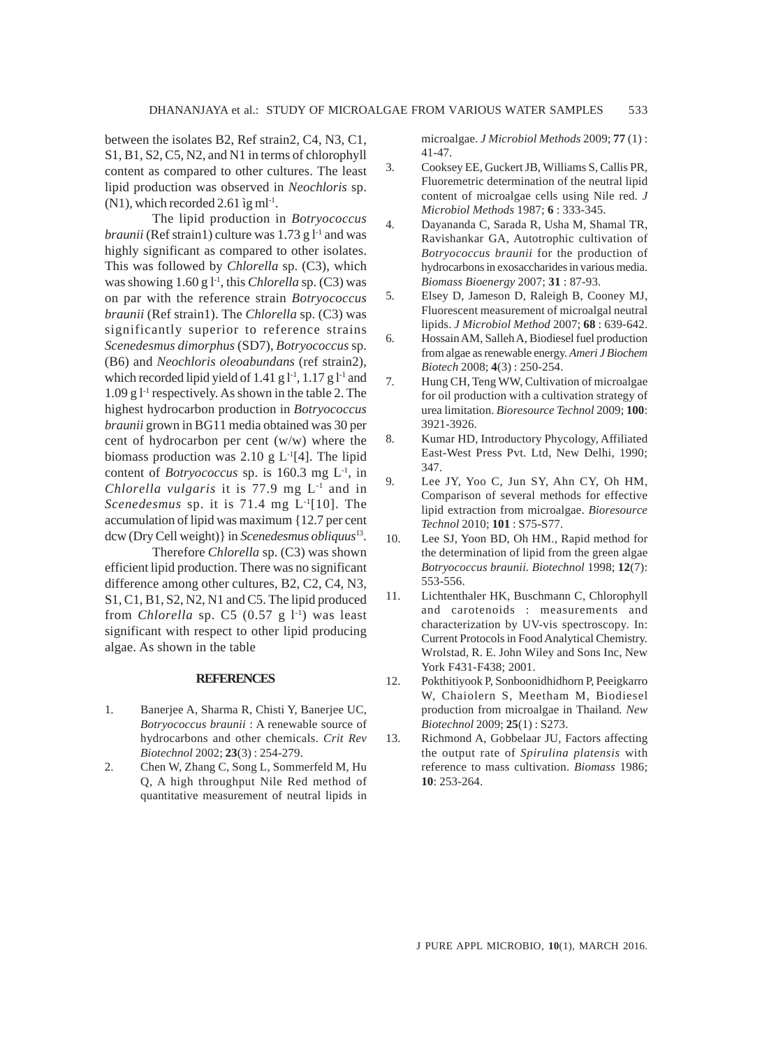between the isolates B2, Ref strain2, C4, N3, C1, S1, B1, S2, C5, N2, and N1 in terms of chlorophyll content as compared to other cultures. The least lipid production was observed in *Neochloris* sp. (N1), which recorded 2.61 ìg $ml^{-1}$.

The lipid production in *Botryococcus braunii* (Ref strain1) culture was 1.73 g $l^{-1}$ and was highly significant as compared to other isolates. This was followed by *Chlorella* sp. (C3), which was showing 1.60 g $l^{-1}$, this *Chlorella* sp. (C3) was on par with the reference strain *Botryococcus braunii* (Ref strain1). The *Chlorella* sp. (C3) was significantly superior to reference strains *Scenedesmus dimorphus* (SD7), *Botryococcus* sp. (B6) and *Neochloris oleoabundans* (ref strain2), which recorded lipid yield of 1.41 g $l^{-1}$, 1.17 g $l^{-1}$ and 1.09 g $l^{-1}$ respectively. As shown in the table 2. The highest hydrocarbon production in *Botryococcus braunii* grown in BG11 media obtained was 30 per cent of hydrocarbon per cent (w/w) where the biomass production was 2.10 g $L^{-1}$[4]. The lipid content of *Botryococcus* sp. is 160.3 mg $L^{-1}$, in *Chlorella vulgaris* it is 77.9 mg $L^{-1}$ and in *Scenedesmus* sp. it is 71.4 mg $L^{-1}$[10]. The accumulation of lipid was maximum {12.7 per cent dcw (Dry Cell weight)} in *Scenedesmus obliquus*[13].

Therefore *Chlorella* sp. (C3) was shown efficient lipid production. There was no significant difference among other cultures, B2, C2, C4, N3, S1, C1, B1, S2, N2, N1 and C5. The lipid produced from *Chlorella* sp. C5 (0.57 g $l^{-1}$) was least significant with respect to other lipid producing algae. As shown in the table

## REFERENCES

1. Banerjee A, Sharma R, Chisti Y, Banerjee UC, *Botryococcus braunii* : A renewable source of hydrocarbons and other chemicals. *Crit Rev Biotechnol* 2002; **23**(3) : 254-279.
2. Chen W, Zhang C, Song L, Sommerfeld M, Hu Q, A high throughput Nile Red method of quantitative measurement of neutral lipids in microalgae. *J Microbiol Methods* 2009; **77** (1) : 41-47.
3. Cooksey EE, Guckert JB, Williams S, Callis PR, Fluoremetric determination of the neutral lipid content of microalgae cells using Nile red. *J Microbiol Methods* 1987; **6** : 333-345.
4. Dayananda C, Sarada R, Usha M, Shamal TR, Ravishankar GA, Autotrophic cultivation of *Botryococcus braunii* for the production of hydrocarbons in exosaccharides in various media. *Biomass Bioenergy* 2007; **31** : 87-93.
5. Elsey D, Jameson D, Raleigh B, Cooney MJ, Fluorescent measurement of microalgal neutral lipids. *J Microbiol Method* 2007; **68** : 639-642.
6. Hossain AM, Salleh A, Biodiesel fuel production from algae as renewable energy. *Ameri J Biochem Biotech* 2008; **4**(3) : 250-254.
7. Hung CH, Teng WW, Cultivation of microalgae for oil production with a cultivation strategy of urea limitation. *Bioresource Technol* 2009; **100**: 3921-3926.
8. Kumar HD, Introductory Phycology, Affiliated East-West Press Pvt. Ltd, New Delhi, 1990; 347.
9. Lee JY, Yoo C, Jun SY, Ahn CY, Oh HM, Comparison of several methods for effective lipid extraction from microalgae. *Bioresource Technol* 2010; **101** : S75-S77.
10. Lee SJ, Yoon BD, Oh HM., Rapid method for the determination of lipid from the green algae *Botryococcus braunii. Biotechnol* 1998; **12**(7): 553-556.
11. Lichtenthaler HK, Buschmann C, Chlorophyll and carotenoids : measurements and characterization by UV-vis spectroscopy. In: Current Protocols in Food Analytical Chemistry. Wrolstad, R. E. John Wiley and Sons Inc, New York F431-F438; 2001.
12. Pokthitiyook P, Sonboonidhidhorn P, Peeigkarro W, Chaiolern S, Meetham M, Biodiesel production from microalgae in Thailand*. New Biotechnol* 2009; **25**(1) : S273.
13. Richmond A, Gobbelaar JU, Factors affecting the output rate of *Spirulina platensis* with reference to mass cultivation. *Biomass* 1986; **10**: 253-264.